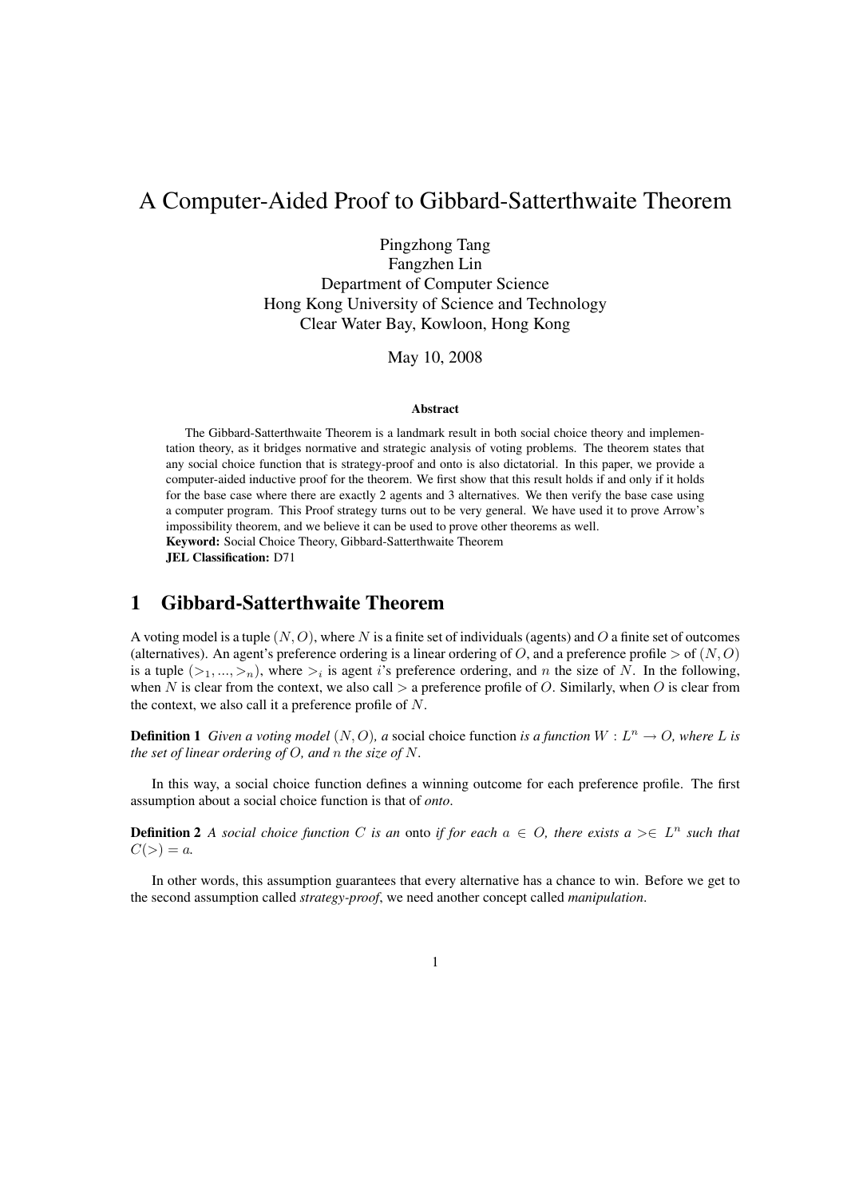# A Computer-Aided Proof to Gibbard-Satterthwaite Theorem

Pingzhong Tang
Fangzhen Lin
Department of Computer Science
Hong Kong University of Science and Technology
Clear Water Bay, Kowloon, Hong Kong

May 10, 2008

### Abstract

The Gibbard-Satterthwaite Theorem is a landmark result in both social choice theory and implementation theory, as it bridges normative and strategic analysis of voting problems. The theorem states that any social choice function that is strategy-proof and onto is also dictatorial. In this paper, we provide a computer-aided inductive proof for the theorem. We first show that this result holds if and only if it holds for the base case where there are exactly 2 agents and 3 alternatives. We then verify the base case using a computer program. This Proof strategy turns out to be very general. We have used it to prove Arrow's impossibility theorem, and we believe it can be used to prove other theorems as well.

**Keyword:** Social Choice Theory, Gibbard-Satterthwaite Theorem

**JEL Classification:** D71

## 1 Gibbard-Satterthwaite Theorem

A voting model is a tuple $(N, O)$, where $N$ is a finite set of individuals (agents) and $O$ a finite set of outcomes (alternatives). An agent's preference ordering is a linear ordering of $O$, and a preference profile $>$ of $(N, O)$ is a tuple $(>_1, ..., >_n)$, where $>_i$ is agent $i$'s preference ordering, and $n$ the size of $N$. In the following, when $N$ is clear from the context, we also call $>$ a preference profile of $O$. Similarly, when $O$ is clear from the context, we also call it a preference profile of $N$.

**Definition 1** *Given a voting model $(N, O)$, a* social choice function *is a function $W : L^n \rightarrow O$, where $L$ is the set of linear ordering of $O$, and $n$ the size of $N$.*

In this way, a social choice function defines a winning outcome for each preference profile. The first assumption about a social choice function is that of *onto*.

**Definition 2** *A social choice function $C$ is an* onto *if for each $a \in O$, there exists a $> \in L^n$ such that $C(>) = a$.*

In other words, this assumption guarantees that every alternative has a chance to win. Before we get to the second assumption called *strategy-proof*, we need another concept called *manipulation*.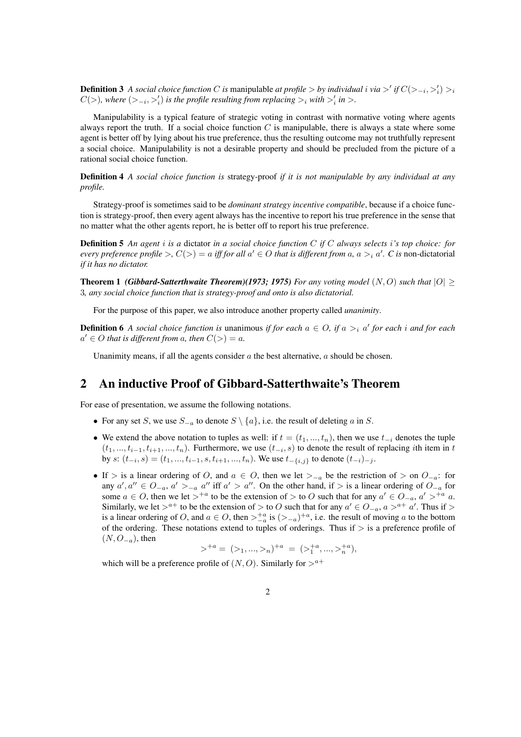**Definition 3** *A social choice function $C$ is* manipulable *at profile $>$ by individual $i$ via $>'$ if $C(>_{-i}, >'_i) >_i C(>)$, where $(>_{-i}, >'_i)$ is the profile resulting from replacing $>_i$ with $>'_i$ in $>$.*

Manipulability is a typical feature of strategic voting in contrast with normative voting where agents always report the truth. If a social choice function $C$ is manipulable, there is always a state where some agent is better off by lying about his true preference, thus the resulting outcome may not truthfully represent a social choice. Manipulability is not a desirable property and should be precluded from the picture of a rational social choice function.

**Definition 4** *A social choice function is* strategy-proof *if it is not manipulable by any individual at any profile.*

Strategy-proof is sometimes said to be *dominant strategy incentive compatible*, because if a choice function is strategy-proof, then every agent always has the incentive to report his true preference in the sense that no matter what the other agents report, he is better off to report his true preference.

**Definition 5** *An agent $i$ is a* dictator *in a social choice function $C$ if $C$ always selects $i$'s top choice: for every preference profile $>$, $C(>) = a$ iff for all $a' \in O$ that is different from $a$, $a >_i a'$. $C$ is* non-dictatorial *if it has no dictator.*

**Theorem 1** ***(Gibbard-Satterthwaite Theorem)(1973; 1975)*** *For any voting model $(N, O)$ such that $|O| \geq 3$, any social choice function that is strategy-proof and onto is also dictatorial.*

For the purpose of this paper, we also introduce another property called *unanimity*.

**Definition 6** *A social choice function is* unanimous *if for each $a \in O$, if $a >_i a'$ for each $i$ and for each $a' \in O$ that is different from $a$, then $C(>) = a$.*

Unanimity means, if all the agents consider $a$ the best alternative, $a$ should be chosen.

## 2 An inductive Proof of Gibbard-Satterthwaite's Theorem

For ease of presentation, we assume the following notations.

- For any set $S$, we use $S_{-a}$ to denote $S \setminus \{a\}$, i.e. the result of deleting $a$ in $S$.
- We extend the above notation to tuples as well: if $t = (t_1, ..., t_n)$, then we use $t_{-i}$ denotes the tuple $(t_1, ..., t_{i-1}, t_{i+1}, ..., t_n)$. Furthermore, we use $(t_{-i}, s)$ to denote the result of replacing $i$th item in $t$ by $s$: $(t_{-i}, s) = (t_1, ..., t_{i-1}, s, t_{i+1}, ..., t_n)$. We use $t_{-\{i,j\}}$ to denote $(t_{-i})_{-j}$.
- If $>$ is a linear ordering of $O$, and $a \in O$, then we let $>_{-a}$ be the restriction of $>$ on $O_{-a}$: for any $a', a'' \in O_{-a}$, $a' >_{-a} a''$ iff $a' > a''$. On the other hand, if $>$ is a linear ordering of $O_{-a}$ for some $a \in O$, then we let $>^{+a}$ to be the extension of $>$ to $O$ such that for any $a' \in O_{-a}$, $a' >^{+a} a$. Similarly, we let $>^{a+}$ to be the extension of $>$ to $O$ such that for any $a' \in O_{-a}$, $a >^{a+} a'$. Thus if $>$ is a linear ordering of $O$, and $a \in O$, then $>^{+a}_{-a}$ is $(>_{-a})^{+a}$, i.e. the result of moving $a$ to the bottom of the ordering. These notations extend to tuples of orderings. Thus if $>$ is a preference profile of $(N, O_{-a})$, then

$$>^{+a} = (>_1, ..., >_n)^{+a} = (>^{+a}_1, ..., >^{+a}_n),$$

which will be a preference profile of $(N, O)$. Similarly for $>^{a+}$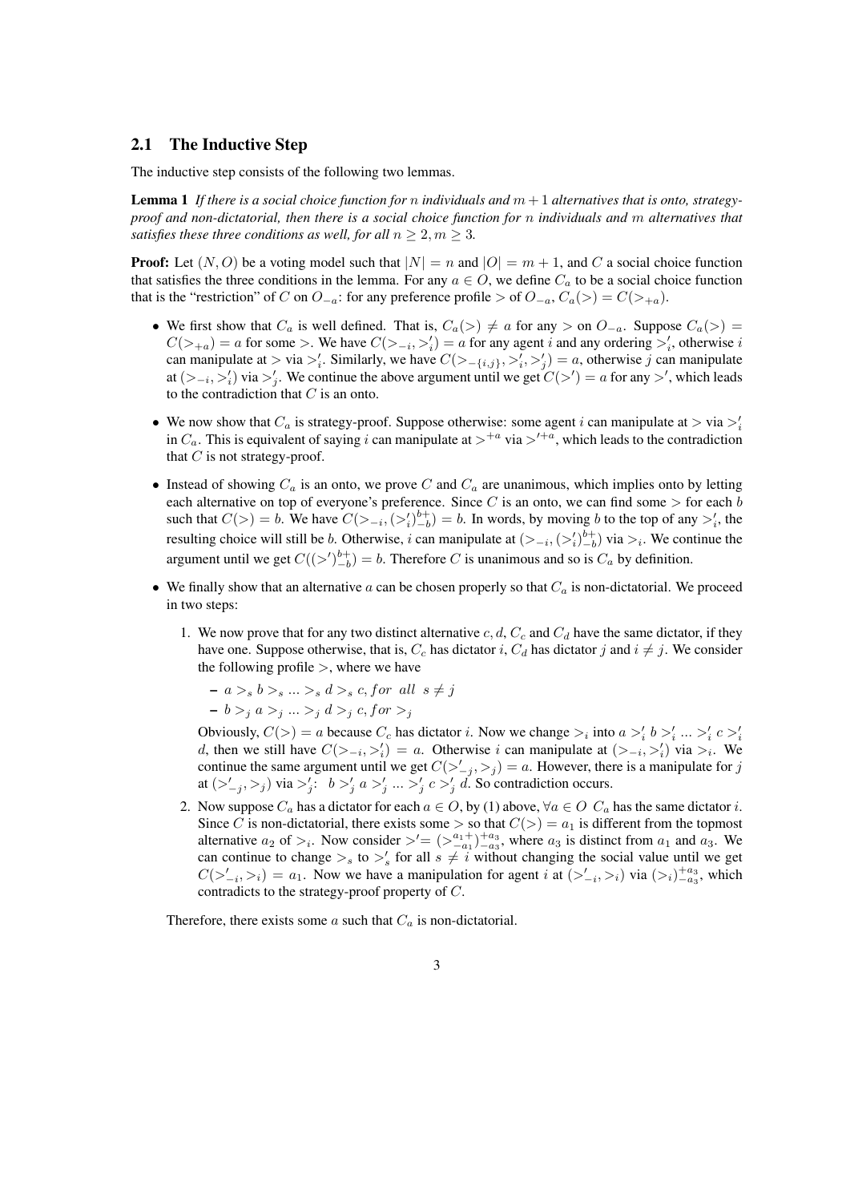## 2.1 The Inductive Step

The inductive step consists of the following two lemmas.

**Lemma 1** *If there is a social choice function for $n$ individuals and $m+1$ alternatives that is onto, strategy-proof and non-dictatorial, then there is a social choice function for $n$ individuals and $m$ alternatives that satisfies these three conditions as well, for all $n \geq 2, m \geq 3$.*

**Proof:** Let $(N, O)$ be a voting model such that $|N| = n$ and $|O| = m + 1$, and $C$ a social choice function that satisfies the three conditions in the lemma. For any $a \in O$, we define $C_a$ to be a social choice function that is the "restriction" of $C$ on $O_{-a}$: for any preference profile $>$ of $O_{-a}$, $C_a(>) = C(>_{+a})$.

- We first show that $C_a$ is well defined. That is, $C_a(>) \neq a$ for any $>$ on $O_{-a}$. Suppose $C_a(>) = C(>_{+a}) = a$ for some $>$. We have $C(>_{-i}, >'_i) = a$ for any agent $i$ and any ordering $>'_i$, otherwise $i$ can manipulate at $>$ via $>'_i$. Similarly, we have $C(>_{-\{i,j\}}, >'_i, >'_j) = a$, otherwise $j$ can manipulate at $(>_{-i}, >'_i)$ via $>'_j$. We continue the above argument until we get $C(>') = a$ for any $>'$, which leads to the contradiction that $C$ is an onto.
- We now show that $C_a$ is strategy-proof. Suppose otherwise: some agent $i$ can manipulate at $>$ via $>'_i$ in $C_a$. This is equivalent of saying $i$ can manipulate at $>^{+a}$ via $>'^{+a}$, which leads to the contradiction that $C$ is not strategy-proof.
- Instead of showing $C_a$ is an onto, we prove $C$ and $C_a$ are unanimous, which implies onto by letting each alternative on top of everyone's preference. Since $C$ is an onto, we can find some $>$ for each $b$ such that $C(>) = b$. We have $C(>_{-i}, (>'_i)^{b+}_{-b}) = b$. In words, by moving $b$ to the top of any $>'_i$, the resulting choice will still be $b$. Otherwise, $i$ can manipulate at $(>_{-i}, (>'_i)^{b+}_{-b})$ via $>_i$. We continue the argument until we get $C((>')^{b+}_{-b}) = b$. Therefore $C$ is unanimous and so is $C_a$ by definition.
- We finally show that an alternative $a$ can be chosen properly so that $C_a$ is non-dictatorial. We proceed in two steps:
  1. We now prove that for any two distinct alternative $c, d$, $C_c$ and $C_d$ have the same dictator, if they have one. Suppose otherwise, that is, $C_c$ has dictator $i$, $C_d$ has dictator $j$ and $i \neq j$. We consider the following profile $>$, where we have
     - $a >_s b >_s \ldots >_s d >_s c, for\ \ all\ \ s \neq j$
     - $b >_j a >_j \ldots >_j d >_j c, for >_j$

     Obviously, $C(>) = a$ because $C_c$ has dictator $i$. Now we change $>_i$ into $a >'_i b >'_i \ldots >'_i c >'_i d$, then we still have $C(>_{-i}, >'_i) = a$. Otherwise $i$ can manipulate at $(>_{-i}, >'_i)$ via $>_i$. We continue the same argument until we get $C(>'_{-j}, >_j) = a$. However, there is a manipulate for $j$ at $(>'_{-j}, >_j)$ via $>'_j$: $b >'_j a >'_j \ldots >'_j c >'_j d$. So contradiction occurs.
  2. Now suppose $C_a$ has a dictator for each $a \in O$, by (1) above, $\forall a \in O$ $C_a$ has the same dictator $i$. Since $C$ is non-dictatorial, there exists some $>$ so that $C(>) = a_1$ is different from the topmost alternative $a_2$ of $>_i$. Now consider $>' = (>^{a_1+}_{-a_1})^{+a_3}_{-a_3}$, where $a_3$ is distinct from $a_1$ and $a_3$. We can continue to change $>_s$ to $>'_s$ for all $s \neq i$ without changing the social value until we get $C(>'_{-i}, >_i) = a_1$. Now we have a manipulation for agent $i$ at $(>'_{-i}, >_i)$ via $(>_i)^{+a_3}_{-a_3}$, which contradicts to the strategy-proof property of $C$.

Therefore, there exists some $a$ such that $C_a$ is non-dictatorial.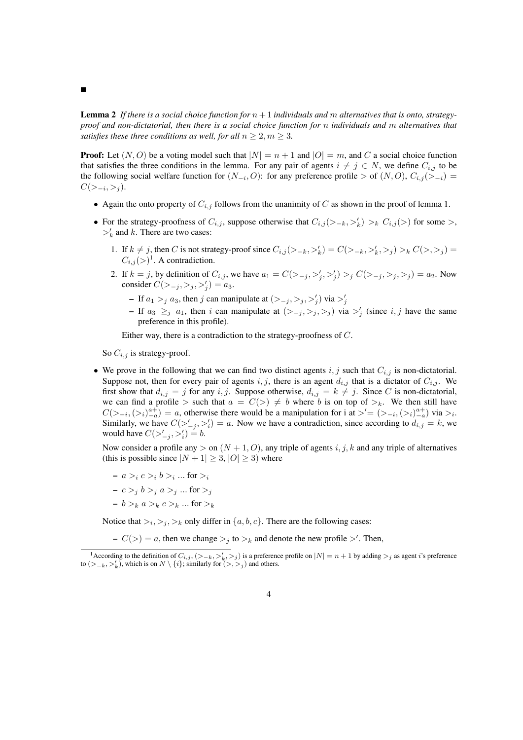■

**Lemma 2** *If there is a social choice function for $n+1$ individuals and $m$ alternatives that is onto, strategy-proof and non-dictatorial, then there is a social choice function for $n$ individuals and $m$ alternatives that satisfies these three conditions as well, for all $n \geq 2, m \geq 3$.*

**Proof:** Let $(N, O)$ be a voting model such that $|N| = n+1$ and $|O| = m$, and $C$ a social choice function that satisfies the three conditions in the lemma. For any pair of agents $i \neq j \in N$, we define $C_{i,j}$ to be the following social welfare function for $(N_{-i}, O)$: for any preference profile $>$ of $(N, O)$, $C_{i,j}(>_{-i}) = C(>_{-i}, >_j)$.

- Again the onto property of $C_{i,j}$ follows from the unanimity of $C$ as shown in the proof of lemma 1.
- For the strategy-proofness of $C_{i,j}$, suppose otherwise that $C_{i,j}(>_{-k}, >'_k) >_k C_{i,j}(>)$ for some $>$, $>'_k$ and $k$. There are two cases:
  1. If $k \neq j$, then $C$ is not strategy-proof since $C_{i,j}(>_{-k}, >'_k) = C(>_{-k}, >'_k, >_j) >_k C(>, >_j) = C_{i,j}(>)$[1]. A contradiction.
  2. If $k = j$, by definition of $C_{i,j}$, we have $a_1 = C(>_{-j}, >'_j, >'_j) >_j C(>_{-j}, >_j, >_j) = a_2$. Now consider $C(>_{-j}, >_j, >'_j) = a_3$.
     - If $a_1 >_j a_3$, then $j$ can manipulate at $(>_{-j}, >_j, >'_j)$ via $>'_j$
     - If $a_3 \geq_j a_1$, then $i$ can manipulate at $(>_{-j}, >_j, >_j)$ via $>'_j$ (since $i, j$ have the same preference in this profile).

     Either way, there is a contradiction to the strategy-proofness of $C$.

  So $C_{i,j}$ is strategy-proof.

- We prove in the following that we can find two distinct agents $i, j$ such that $C_{i,j}$ is non-dictatorial. Suppose not, then for every pair of agents $i, j$, there is an agent $d_{i,j}$ that is a dictator of $C_{i,j}$. We first show that $d_{i,j} = j$ for any $i, j$. Suppose otherwise, $d_{i,j} = k \neq j$. Since $C$ is non-dictatorial, we can find a profile $>$ such that $a = C(>) \neq b$ where $b$ is on top of $>_k$. We then still have $C(>_{-i}, (>_i)^{a+}_{-a}) = a$, otherwise there would be a manipulation for i at $>' = (>_{-i}, (>_i)^{a+}_{-a})$ via $>_i$. Similarly, we have $C(>'_{-j}, >'_i) = a$. Now we have a contradiction, since according to $d_{i,j} = k$, we would have $C(>'_{-j}, >'_i) = b$.

  Now consider a profile any $>$ on $(N+1, O)$, any triple of agents $i, j, k$ and any triple of alternatives (this is possible since $|N+1| \geq 3$, $|O| \geq 3$) where

  - $a >_i c >_i b >_i \ldots$ for $>_i$
  - $c >_j b >_j a >_j \ldots$ for $>_j$
  - $b >_k a >_k c >_k \ldots$ for $>_k$

  Notice that $>_i, >_j, >_k$ only differ in $\{a, b, c\}$. There are the following cases:

  - $C(>) = a$, then we change $>_j$ to $>_k$ and denote the new profile $>'$. Then,

[1] According to the definition of $C_{i,j}$, $(>_{-k}, >'_k, >_j)$ is a preference profile on $|N| = n+1$ by adding $>_j$ as agent $i$'s preference to $(>_{-k}, >'_k)$, which is on $N \setminus \{i\}$; similarly for $(>, >_j)$ and others.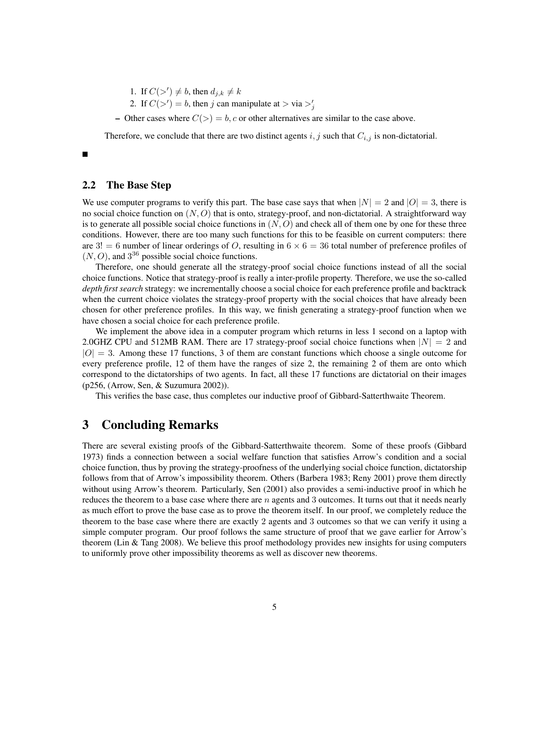1. If $C(>') \neq b$, then $d_{j,k} \neq k$
2. If $C(>') = b$, then $j$ can manipulate at $>$ via $>'_j$

– Other cases where $C(>) = b, c$ or other alternatives are similar to the case above.

Therefore, we conclude that there are two distinct agents $i, j$ such that $C_{i,j}$ is non-dictatorial.

■

### 2.2 The Base Step

We use computer programs to verify this part. The base case says that when $|N| = 2$ and $|O| = 3$, there is no social choice function on $(N, O)$ that is onto, strategy-proof, and non-dictatorial. A straightforward way is to generate all possible social choice functions in $(N, O)$ and check all of them one by one for these three conditions. However, there are too many such functions for this to be feasible on current computers: there are $3! = 6$ number of linear orderings of $O$, resulting in $6 \times 6 = 36$ total number of preference profiles of $(N, O)$, and $3^{36}$ possible social choice functions.

Therefore, one should generate all the strategy-proof social choice functions instead of all the social choice functions. Notice that strategy-proof is really a inter-profile property. Therefore, we use the so-called *depth first search* strategy: we incrementally choose a social choice for each preference profile and backtrack when the current choice violates the strategy-proof property with the social choices that have already been chosen for other preference profiles. In this way, we finish generating a strategy-proof function when we have chosen a social choice for each preference profile.

We implement the above idea in a computer program which returns in less 1 second on a laptop with 2.0GHZ CPU and 512MB RAM. There are 17 strategy-proof social choice functions when $|N| = 2$ and $|O| = 3$. Among these 17 functions, 3 of them are constant functions which choose a single outcome for every preference profile, 12 of them have the ranges of size 2, the remaining 2 of them are onto which correspond to the dictatorships of two agents. In fact, all these 17 functions are dictatorial on their images (p256, (Arrow, Sen, & Suzumura 2002)).

This verifies the base case, thus completes our inductive proof of Gibbard-Satterthwaite Theorem.

## 3 Concluding Remarks

There are several existing proofs of the Gibbard-Satterthwaite theorem. Some of these proofs (Gibbard 1973) finds a connection between a social welfare function that satisfies Arrow's condition and a social choice function, thus by proving the strategy-proofness of the underlying social choice function, dictatorship follows from that of Arrow's impossibility theorem. Others (Barbera 1983; Reny 2001) prove them directly without using Arrow's theorem. Particularly, Sen (2001) also provides a semi-inductive proof in which he reduces the theorem to a base case where there are $n$ agents and 3 outcomes. It turns out that it needs nearly as much effort to prove the base case as to prove the theorem itself. In our proof, we completely reduce the theorem to the base case where there are exactly 2 agents and 3 outcomes so that we can verify it using a simple computer program. Our proof follows the same structure of proof that we gave earlier for Arrow's theorem (Lin & Tang 2008). We believe this proof methodology provides new insights for using computers to uniformly prove other impossibility theorems as well as discover new theorems.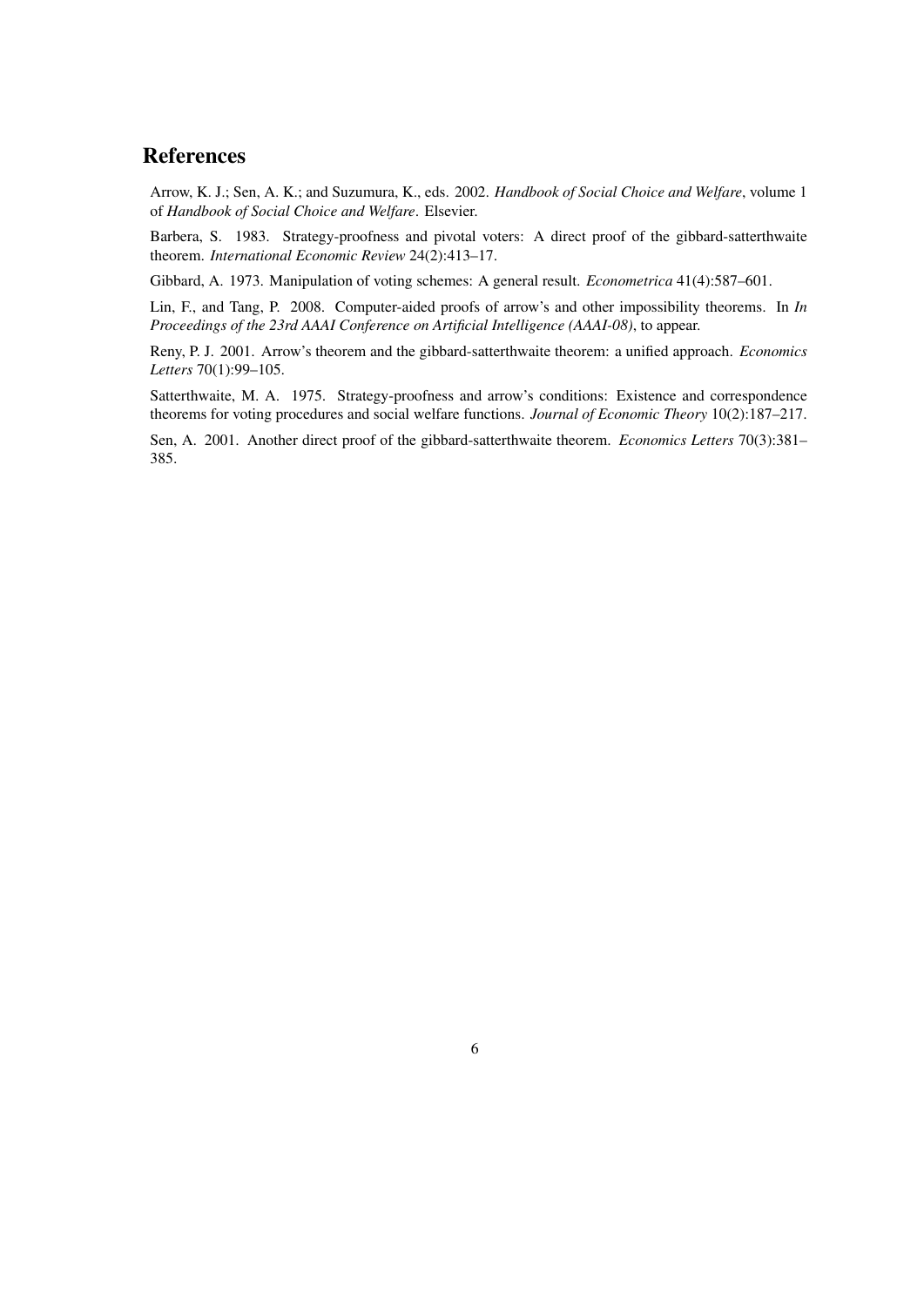# References

Arrow, K. J.; Sen, A. K.; and Suzumura, K., eds. 2002. *Handbook of Social Choice and Welfare*, volume 1 of *Handbook of Social Choice and Welfare*. Elsevier.

Barbera, S. 1983. Strategy-proofness and pivotal voters: A direct proof of the gibbard-satterthwaite theorem. *International Economic Review* 24(2):413–17.

Gibbard, A. 1973. Manipulation of voting schemes: A general result. *Econometrica* 41(4):587–601.

Lin, F., and Tang, P. 2008. Computer-aided proofs of arrow's and other impossibility theorems. In *In Proceedings of the 23rd AAAI Conference on Artificial Intelligence (AAAI-08)*, to appear.

Reny, P. J. 2001. Arrow's theorem and the gibbard-satterthwaite theorem: a unified approach. *Economics Letters* 70(1):99–105.

Satterthwaite, M. A. 1975. Strategy-proofness and arrow's conditions: Existence and correspondence theorems for voting procedures and social welfare functions. *Journal of Economic Theory* 10(2):187–217.

Sen, A. 2001. Another direct proof of the gibbard-satterthwaite theorem. *Economics Letters* 70(3):381–385.